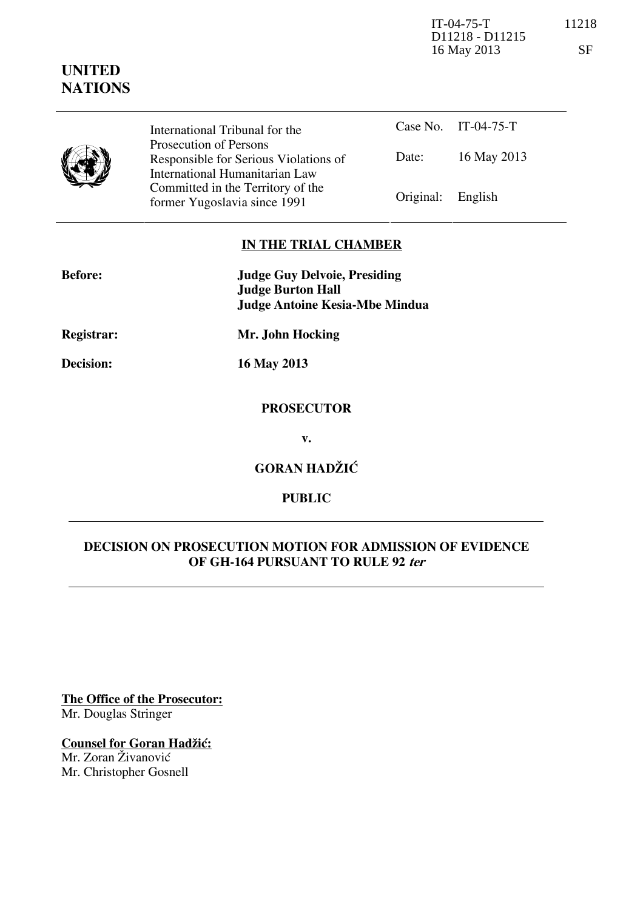IT-04-75-T 11218
D11218 - D11215
16 May 2013 SF

**UNITED NATIONS**

| | | |
|---|---|---|
| International Tribunal for the Prosecution of Persons Responsible for Serious Violations of International Humanitarian Law Committed in the Territory of the former Yugoslavia since 1991 | Case No. | IT-04-75-T |
| | Date: | 16 May 2013 |
| | Original: | English |

## IN THE TRIAL CHAMBER

**Before:** **Judge Guy Delvoie, Presiding**
**Judge Burton Hall**
**Judge Antoine Kesia-Mbe Mindua**

**Registrar:** **Mr. John Hocking**

**Decision:** **16 May 2013**

**PROSECUTOR**

**v.**

**GORAN HADŽIĆ**

**PUBLIC**

## DECISION ON PROSECUTION MOTION FOR ADMISSION OF EVIDENCE OF GH-164 PURSUANT TO RULE 92 *ter*

**The Office of the Prosecutor:**
Mr. Douglas Stringer

**Counsel for Goran Hadžić:**
Mr. Zoran Živanović
Mr. Christopher Gosnell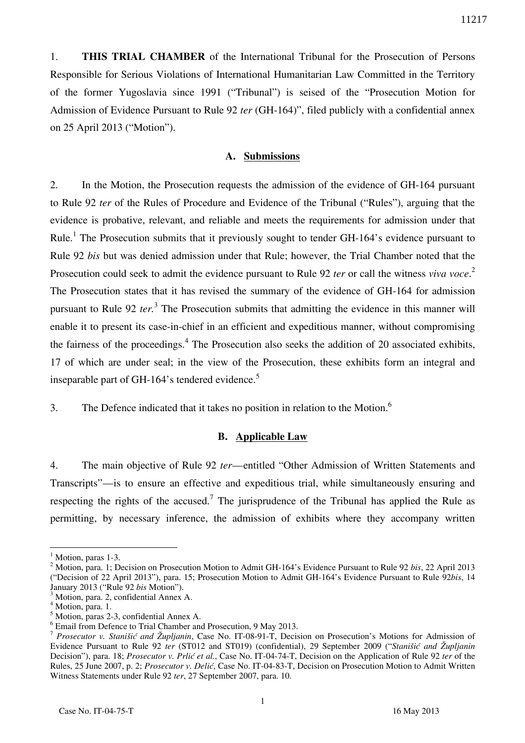1. **THIS TRIAL CHAMBER** of the International Tribunal for the Prosecution of Persons Responsible for Serious Violations of International Humanitarian Law Committed in the Territory of the former Yugoslavia since 1991 ("Tribunal") is seised of the "Prosecution Motion for Admission of Evidence Pursuant to Rule 92 *ter* (GH-164)", filed publicly with a confidential annex on 25 April 2013 ("Motion").

### A. Submissions

2. In the Motion, the Prosecution requests the admission of the evidence of GH-164 pursuant to Rule 92 *ter* of the Rules of Procedure and Evidence of the Tribunal ("Rules"), arguing that the evidence is probative, relevant, and reliable and meets the requirements for admission under that Rule.[1] The Prosecution submits that it previously sought to tender GH-164's evidence pursuant to Rule 92 *bis* but was denied admission under that Rule; however, the Trial Chamber noted that the Prosecution could seek to admit the evidence pursuant to Rule 92 *ter* or call the witness *viva voce*.[2] The Prosecution states that it has revised the summary of the evidence of GH-164 for admission pursuant to Rule 92 *ter*.[3] The Prosecution submits that admitting the evidence in this manner will enable it to present its case-in-chief in an efficient and expeditious manner, without compromising the fairness of the proceedings.[4] The Prosecution also seeks the addition of 20 associated exhibits, 17 of which are under seal; in the view of the Prosecution, these exhibits form an integral and inseparable part of GH-164's tendered evidence.[5]

3. The Defence indicated that it takes no position in relation to the Motion.[6]

### B. Applicable Law

4. The main objective of Rule 92 *ter*—entitled "Other Admission of Written Statements and Transcripts"—is to ensure an effective and expeditious trial, while simultaneously ensuring and respecting the rights of the accused.[7] The jurisprudence of the Tribunal has applied the Rule as permitting, by necessary inference, the admission of exhibits where they accompany written

---

[1] Motion, paras 1-3.

[2] Motion, para. 1; Decision on Prosecution Motion to Admit GH-164's Evidence Pursuant to Rule 92 *bis*, 22 April 2013 ("Decision of 22 April 2013"), para. 15; Prosecution Motion to Admit GH-164's Evidence Pursuant to Rule 92*bis*, 14 January 2013 ("Rule 92 *bis* Motion").

[3] Motion, para. 2, confidential Annex A.

[4] Motion, para. 1.

[5] Motion, paras 2-3, confidential Annex A.

[6] Email from Defence to Trial Chamber and Prosecution, 9 May 2013.

[7] *Prosecutor v. Stanišić and Župljanin*, Case No. IT-08-91-T, Decision on Prosecution's Motions for Admission of Evidence Pursuant to Rule 92 *ter* (ST012 and ST019) (confidential), 29 September 2009 ("*Stanišić and Župljanin* Decision"), para. 18; *Prosecutor v. Prlić et al.*, Case No. IT-04-74-T, Decision on the Application of Rule 92 *ter* of the Rules, 25 June 2007, p. 2; *Prosecutor v. Delić*, Case No. IT-04-83-T, Decision on Prosecution Motion to Admit Written Witness Statements under Rule 92 *ter*, 27 September 2007, para. 10.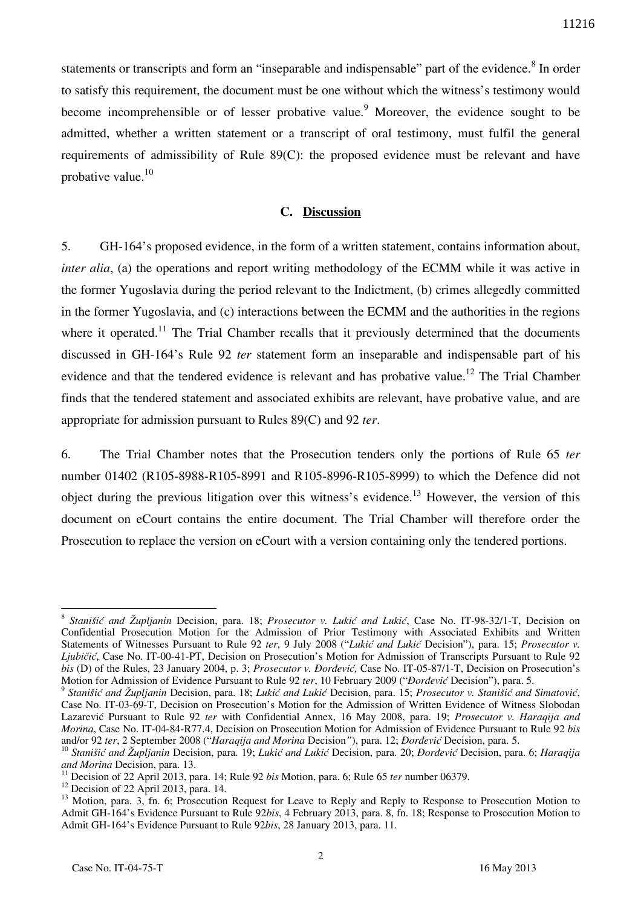statements or transcripts and form an "inseparable and indispensable" part of the evidence.[8] In order to satisfy this requirement, the document must be one without which the witness's testimony would become incomprehensible or of lesser probative value.[9] Moreover, the evidence sought to be admitted, whether a written statement or a transcript of oral testimony, must fulfil the general requirements of admissibility of Rule 89(C): the proposed evidence must be relevant and have probative value.[10]

## C. Discussion

5. GH-164's proposed evidence, in the form of a written statement, contains information about, *inter alia*, (a) the operations and report writing methodology of the ECMM while it was active in the former Yugoslavia during the period relevant to the Indictment, (b) crimes allegedly committed in the former Yugoslavia, and (c) interactions between the ECMM and the authorities in the regions where it operated.[11] The Trial Chamber recalls that it previously determined that the documents discussed in GH-164's Rule 92 *ter* statement form an inseparable and indispensable part of his evidence and that the tendered evidence is relevant and has probative value.[12] The Trial Chamber finds that the tendered statement and associated exhibits are relevant, have probative value, and are appropriate for admission pursuant to Rules 89(C) and 92 *ter*.

6. The Trial Chamber notes that the Prosecution tenders only the portions of Rule 65 *ter* number 01402 (R105-8988-R105-8991 and R105-8996-R105-8999) to which the Defence did not object during the previous litigation over this witness's evidence.[13] However, the version of this document on eCourt contains the entire document. The Trial Chamber will therefore order the Prosecution to replace the version on eCourt with a version containing only the tendered portions.

---

[8] *Stanišić and Župljanin* Decision, para. 18; *Prosecutor v. Lukić and Lukić*, Case No. IT-98-32/1-T, Decision on Confidential Prosecution Motion for the Admission of Prior Testimony with Associated Exhibits and Written Statements of Witnesses Pursuant to Rule 92 *ter*, 9 July 2008 ("*Lukić and Lukić* Decision"), para. 15; *Prosecutor v. Ljubičić*, Case No. IT-00-41-PT, Decision on Prosecution's Motion for Admission of Transcripts Pursuant to Rule 92 *bis* (D) of the Rules, 23 January 2004, p. 3; *Prosecutor v. Đorđević,* Case No. IT-05-87/1-T, Decision on Prosecution's Motion for Admission of Evidence Pursuant to Rule 92 *ter*, 10 February 2009 ("*Đorđević* Decision"), para. 5.

[9] *Stanišić and Župljanin* Decision, para. 18; *Lukić and Lukić* Decision, para. 15; *Prosecutor v. Stanišić and Simatović*, Case No. IT-03-69-T, Decision on Prosecution's Motion for the Admission of Written Evidence of Witness Slobodan Lazarević Pursuant to Rule 92 *ter* with Confidential Annex, 16 May 2008, para. 19; *Prosecutor v. Haraqija and Morina*, Case No. IT-04-84-R77.4, Decision on Prosecution Motion for Admission of Evidence Pursuant to Rule 92 *bis* and/or 92 *ter*, 2 September 2008 ("*Haraqija and Morina* Decision"), para. 12; *Đorđević* Decision, para. 5.

[10] *Stanišić and Župljanin* Decision, para. 19; *Lukić and Lukić* Decision, para. 20; *Đorđević* Decision, para. 6; *Haraqija and Morina* Decision, para. 13.

[11] Decision of 22 April 2013, para. 14; Rule 92 *bis* Motion, para. 6; Rule 65 *ter* number 06379.

[12] Decision of 22 April 2013, para. 14.

[13] Motion, para. 3, fn. 6; Prosecution Request for Leave to Reply and Reply to Response to Prosecution Motion to Admit GH-164's Evidence Pursuant to Rule 92*bis*, 4 February 2013, para. 8, fn. 18; Response to Prosecution Motion to Admit GH-164's Evidence Pursuant to Rule 92*bis*, 28 January 2013, para. 11.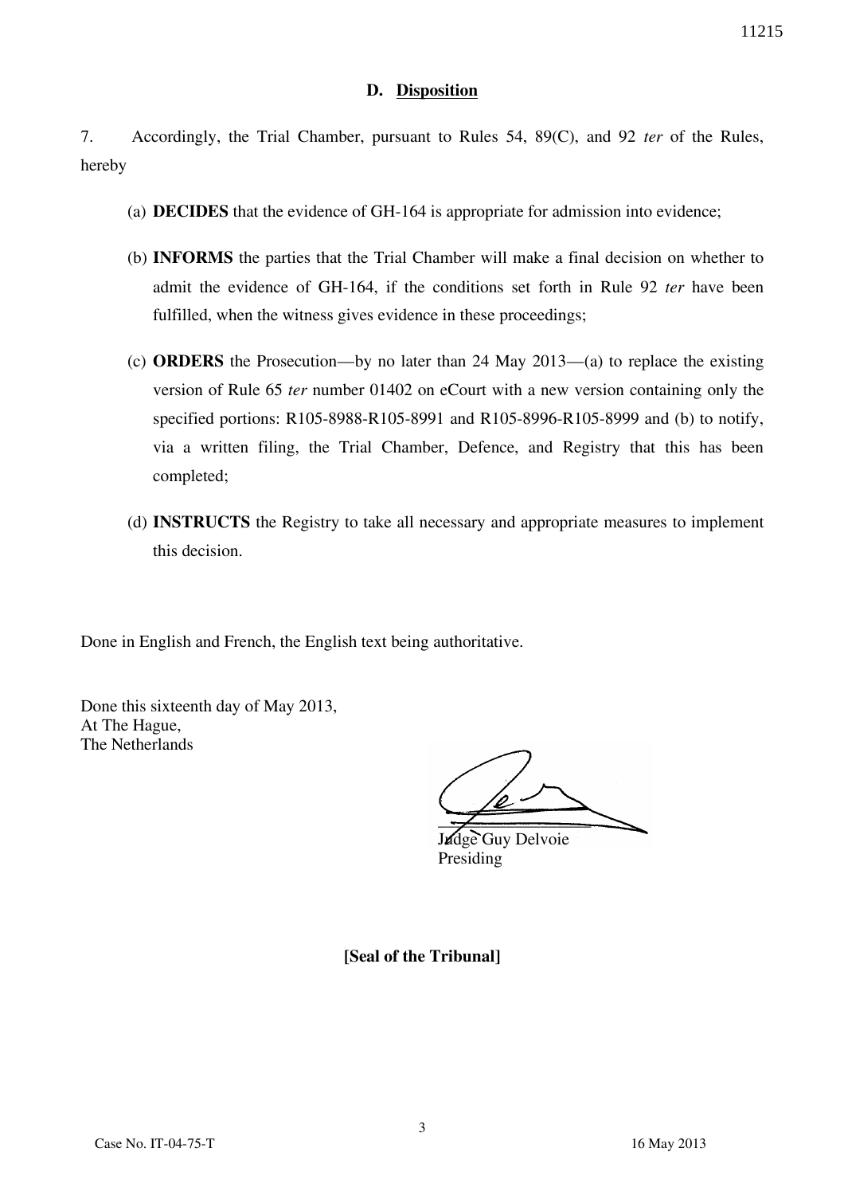## D. Disposition

7. Accordingly, the Trial Chamber, pursuant to Rules 54, 89(C), and 92 *ter* of the Rules, hereby

(a) **DECIDES** that the evidence of GH-164 is appropriate for admission into evidence;

(b) **INFORMS** the parties that the Trial Chamber will make a final decision on whether to admit the evidence of GH-164, if the conditions set forth in Rule 92 *ter* have been fulfilled, when the witness gives evidence in these proceedings;

(c) **ORDERS** the Prosecution—by no later than 24 May 2013—(a) to replace the existing version of Rule 65 *ter* number 01402 on eCourt with a new version containing only the specified portions: R105-8988-R105-8991 and R105-8996-R105-8999 and (b) to notify, via a written filing, the Trial Chamber, Defence, and Registry that this has been completed;

(d) **INSTRUCTS** the Registry to take all necessary and appropriate measures to implement this decision.

Done in English and French, the English text being authoritative.

Done this sixteenth day of May 2013,
At The Hague,
The Netherlands

Judge Guy Delvoie
Presiding

**[Seal of the Tribunal]**